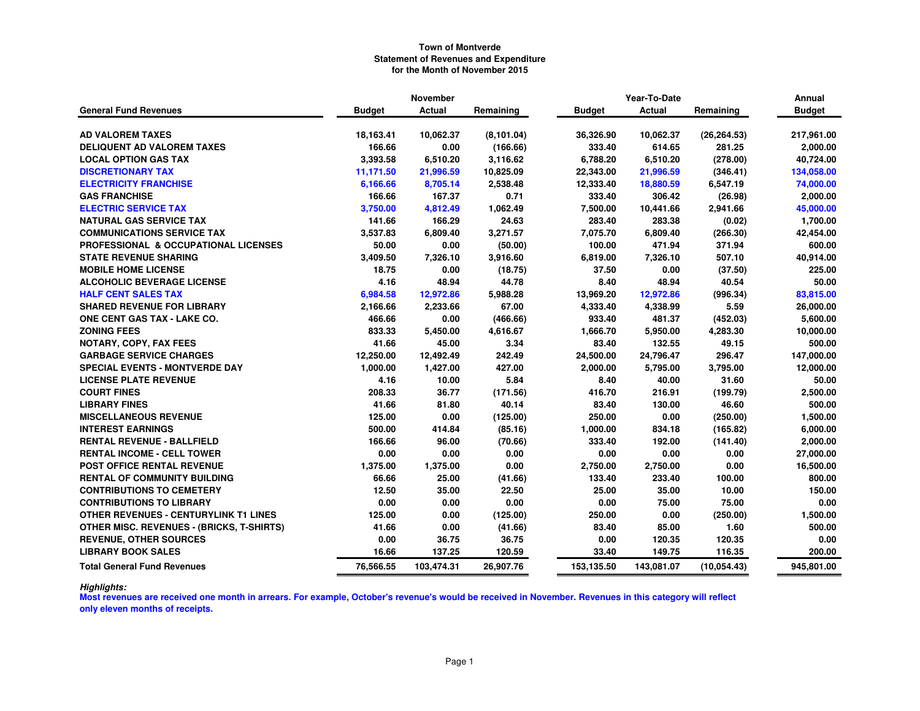# Town of Montverde

## Statement of Revenues and Expenditure

### for the Month of November 2015

| General Fund Revenues | November | | | Year-To-Date | | | Annual |
|---|---|---|---|---|---|---|---|
| | Budget | Actual | Remaining | Budget | Actual | Remaining | Budget |
| **AD VALOREM TAXES** | 18,163.41 | 10,062.37 | (8,101.04) | 36,326.90 | 10,062.37 | (26,264.53) | 217,961.00 |
| **DELIQUENT AD VALOREM TAXES** | 166.66 | 0.00 | (166.66) | 333.40 | 614.65 | 281.25 | 2,000.00 |
| **LOCAL OPTION GAS TAX** | 3,393.58 | 6,510.20 | 3,116.62 | 6,788.20 | 6,510.20 | (278.00) | 40,724.00 |
| **DISCRETIONARY TAX** | 11,171.50 | 21,996.59 | 10,825.09 | 22,343.00 | 21,996.59 | (346.41) | 134,058.00 |
| **ELECTRICITY FRANCHISE** | 6,166.66 | 8,705.14 | 2,538.48 | 12,333.40 | 18,880.59 | 6,547.19 | 74,000.00 |
| **GAS FRANCHISE** | 166.66 | 167.37 | 0.71 | 333.40 | 306.42 | (26.98) | 2,000.00 |
| **ELECTRIC SERVICE TAX** | 3,750.00 | 4,812.49 | 1,062.49 | 7,500.00 | 10,441.66 | 2,941.66 | 45,000.00 |
| **NATURAL GAS SERVICE TAX** | 141.66 | 166.29 | 24.63 | 283.40 | 283.38 | (0.02) | 1,700.00 |
| **COMMUNICATIONS SERVICE TAX** | 3,537.83 | 6,809.40 | 3,271.57 | 7,075.70 | 6,809.40 | (266.30) | 42,454.00 |
| **PROFESSIONAL & OCCUPATIONAL LICENSES** | 50.00 | 0.00 | (50.00) | 100.00 | 471.94 | 371.94 | 600.00 |
| **STATE REVENUE SHARING** | 3,409.50 | 7,326.10 | 3,916.60 | 6,819.00 | 7,326.10 | 507.10 | 40,914.00 |
| **MOBILE HOME LICENSE** | 18.75 | 0.00 | (18.75) | 37.50 | 0.00 | (37.50) | 225.00 |
| **ALCOHOLIC BEVERAGE LICENSE** | 4.16 | 48.94 | 44.78 | 8.40 | 48.94 | 40.54 | 50.00 |
| **HALF CENT SALES TAX** | 6,984.58 | 12,972.86 | 5,988.28 | 13,969.20 | 12,972.86 | (996.34) | 83,815.00 |
| **SHARED REVENUE FOR LIBRARY** | 2,166.66 | 2,233.66 | 67.00 | 4,333.40 | 4,338.99 | 5.59 | 26,000.00 |
| **ONE CENT GAS TAX - LAKE CO.** | 466.66 | 0.00 | (466.66) | 933.40 | 481.37 | (452.03) | 5,600.00 |
| **ZONING FEES** | 833.33 | 5,450.00 | 4,616.67 | 1,666.70 | 5,950.00 | 4,283.30 | 10,000.00 |
| **NOTARY, COPY, FAX FEES** | 41.66 | 45.00 | 3.34 | 83.40 | 132.55 | 49.15 | 500.00 |
| **GARBAGE SERVICE CHARGES** | 12,250.00 | 12,492.49 | 242.49 | 24,500.00 | 24,796.47 | 296.47 | 147,000.00 |
| **SPECIAL EVENTS - MONTVERDE DAY** | 1,000.00 | 1,427.00 | 427.00 | 2,000.00 | 5,795.00 | 3,795.00 | 12,000.00 |
| **LICENSE PLATE REVENUE** | 4.16 | 10.00 | 5.84 | 8.40 | 40.00 | 31.60 | 50.00 |
| **COURT FINES** | 208.33 | 36.77 | (171.56) | 416.70 | 216.91 | (199.79) | 2,500.00 |
| **LIBRARY FINES** | 41.66 | 81.80 | 40.14 | 83.40 | 130.00 | 46.60 | 500.00 |
| **MISCELLANEOUS REVENUE** | 125.00 | 0.00 | (125.00) | 250.00 | 0.00 | (250.00) | 1,500.00 |
| **INTEREST EARNINGS** | 500.00 | 414.84 | (85.16) | 1,000.00 | 834.18 | (165.82) | 6,000.00 |
| **RENTAL REVENUE - BALLFIELD** | 166.66 | 96.00 | (70.66) | 333.40 | 192.00 | (141.40) | 2,000.00 |
| **RENTAL INCOME - CELL TOWER** | 0.00 | 0.00 | 0.00 | 0.00 | 0.00 | 0.00 | 27,000.00 |
| **POST OFFICE RENTAL REVENUE** | 1,375.00 | 1,375.00 | 0.00 | 2,750.00 | 2,750.00 | 0.00 | 16,500.00 |
| **RENTAL OF COMMUNITY BUILDING** | 66.66 | 25.00 | (41.66) | 133.40 | 233.40 | 100.00 | 800.00 |
| **CONTRIBUTIONS TO CEMETERY** | 12.50 | 35.00 | 22.50 | 25.00 | 35.00 | 10.00 | 150.00 |
| **CONTRIBUTIONS TO LIBRARY** | 0.00 | 0.00 | 0.00 | 0.00 | 75.00 | 75.00 | 0.00 |
| **OTHER REVENUES - CENTURYLINK T1 LINES** | 125.00 | 0.00 | (125.00) | 250.00 | 0.00 | (250.00) | 1,500.00 |
| **OTHER MISC. REVENUES - (BRICKS, T-SHIRTS)** | 41.66 | 0.00 | (41.66) | 83.40 | 85.00 | 1.60 | 500.00 |
| **REVENUE, OTHER SOURCES** | 0.00 | 36.75 | 36.75 | 0.00 | 120.35 | 120.35 | 0.00 |
| **LIBRARY BOOK SALES** | 16.66 | 137.25 | 120.59 | 33.40 | 149.75 | 116.35 | 200.00 |
| **Total General Fund Revenues** | **76,566.55** | **103,474.31** | **26,907.76** | **153,135.50** | **143,081.07** | **(10,054.43)** | **945,801.00** |

***Highlights:***

**Most revenues are received one month in arrears. For example, October's revenue's would be received in November. Revenues in this category will reflect only eleven months of receipts.**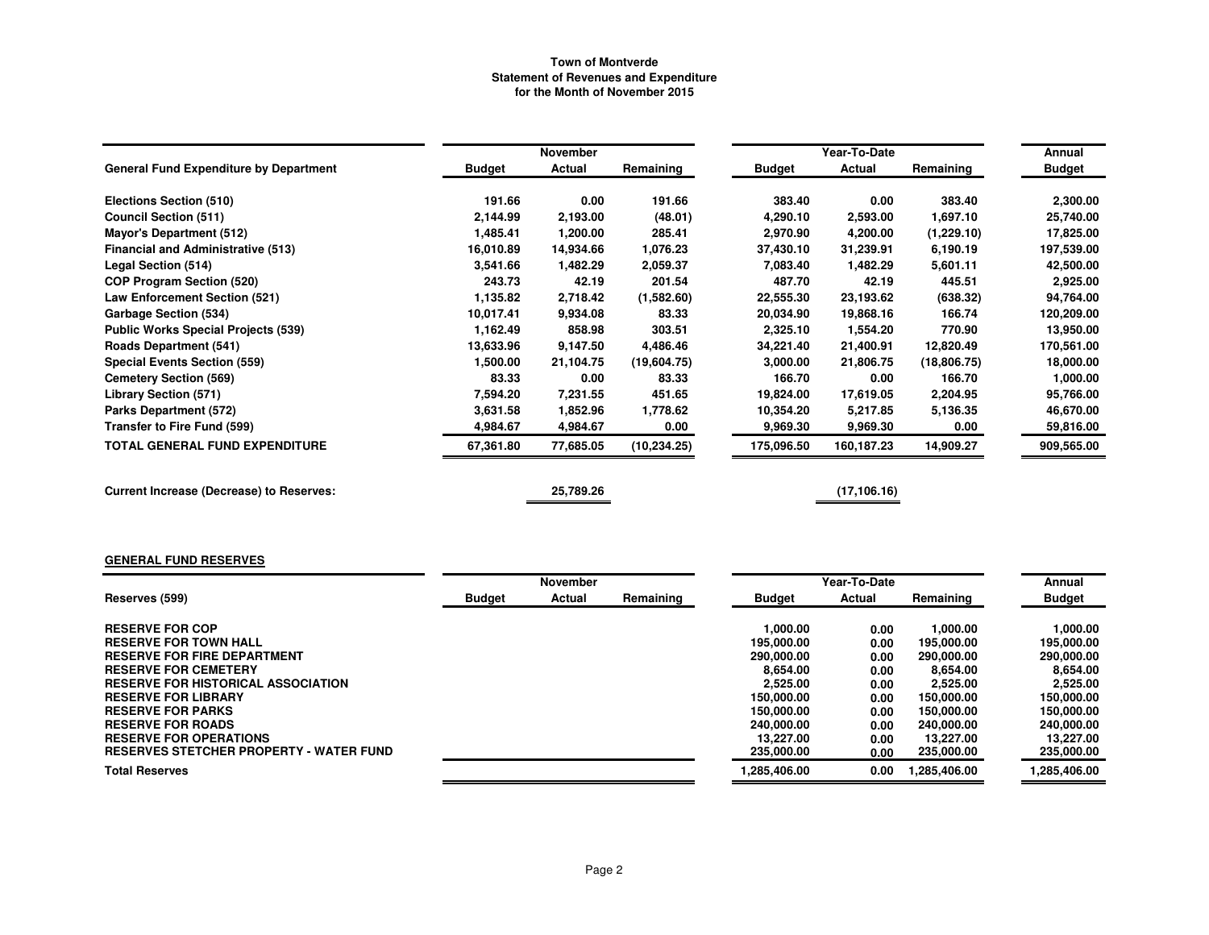# Town of Montverde
## Statement of Revenues and Expenditure
### for the Month of November 2015

| General Fund Expenditure by Department | November | | | Year-To-Date | | | Annual |
|---|---|---|---|---|---|---|---|
| | Budget | Actual | Remaining | Budget | Actual | Remaining | Budget |
| Elections Section (510) | 191.66 | 0.00 | 191.66 | 383.40 | 0.00 | 383.40 | 2,300.00 |
| Council Section (511) | 2,144.99 | 2,193.00 | (48.01) | 4,290.10 | 2,593.00 | 1,697.10 | 25,740.00 |
| Mayor's Department (512) | 1,485.41 | 1,200.00 | 285.41 | 2,970.90 | 4,200.00 | (1,229.10) | 17,825.00 |
| Financial and Administrative (513) | 16,010.89 | 14,934.66 | 1,076.23 | 37,430.10 | 31,239.91 | 6,190.19 | 197,539.00 |
| Legal Section (514) | 3,541.66 | 1,482.29 | 2,059.37 | 7,083.40 | 1,482.29 | 5,601.11 | 42,500.00 |
| COP Program Section (520) | 243.73 | 42.19 | 201.54 | 487.70 | 42.19 | 445.51 | 2,925.00 |
| Law Enforcement Section (521) | 1,135.82 | 2,718.42 | (1,582.60) | 22,555.30 | 23,193.62 | (638.32) | 94,764.00 |
| Garbage Section (534) | 10,017.41 | 9,934.08 | 83.33 | 20,034.90 | 19,868.16 | 166.74 | 120,209.00 |
| Public Works Special Projects (539) | 1,162.49 | 858.98 | 303.51 | 2,325.10 | 1,554.20 | 770.90 | 13,950.00 |
| Roads Department (541) | 13,633.96 | 9,147.50 | 4,486.46 | 34,221.40 | 21,400.91 | 12,820.49 | 170,561.00 |
| Special Events Section (559) | 1,500.00 | 21,104.75 | (19,604.75) | 3,000.00 | 21,806.75 | (18,806.75) | 18,000.00 |
| Cemetery Section (569) | 83.33 | 0.00 | 83.33 | 166.70 | 0.00 | 166.70 | 1,000.00 |
| Library Section (571) | 7,594.20 | 7,231.55 | 451.65 | 19,824.00 | 17,619.05 | 2,204.95 | 95,766.00 |
| Parks Department (572) | 3,631.58 | 1,852.96 | 1,778.62 | 10,354.20 | 5,217.85 | 5,136.35 | 46,670.00 |
| Transfer to Fire Fund (599) | 4,984.67 | 4,984.67 | 0.00 | 9,969.30 | 9,969.30 | 0.00 | 59,816.00 |
| **TOTAL GENERAL FUND EXPENDITURE** | 67,361.80 | 77,685.05 | (10,234.25) | 175,096.50 | 160,187.23 | 14,909.27 | 909,565.00 |
| | | | | | | | |
| **Current Increase (Decrease) to Reserves:** | | 25,789.26 | | | (17,106.16) | | |

## GENERAL FUND RESERVES

| Reserves (599) | November | | | Year-To-Date | | | Annual |
|---|---|---|---|---|---|---|---|
| | Budget | Actual | Remaining | Budget | Actual | Remaining | Budget |
| RESERVE FOR COP | | | | 1,000.00 | 0.00 | 1,000.00 | 1,000.00 |
| RESERVE FOR TOWN HALL | | | | 195,000.00 | 0.00 | 195,000.00 | 195,000.00 |
| RESERVE FOR FIRE DEPARTMENT | | | | 290,000.00 | 0.00 | 290,000.00 | 290,000.00 |
| RESERVE FOR CEMETERY | | | | 8,654.00 | 0.00 | 8,654.00 | 8,654.00 |
| RESERVE FOR HISTORICAL ASSOCIATION | | | | 2,525.00 | 0.00 | 2,525.00 | 2,525.00 |
| RESERVE FOR LIBRARY | | | | 150,000.00 | 0.00 | 150,000.00 | 150,000.00 |
| RESERVE FOR PARKS | | | | 150,000.00 | 0.00 | 150,000.00 | 150,000.00 |
| RESERVE FOR ROADS | | | | 240,000.00 | 0.00 | 240,000.00 | 240,000.00 |
| RESERVE FOR OPERATIONS | | | | 13,227.00 | 0.00 | 13,227.00 | 13,227.00 |
| RESERVES STETCHER PROPERTY - WATER FUND | | | | 235,000.00 | 0.00 | 235,000.00 | 235,000.00 |
| **Total Reserves** | | | | 1,285,406.00 | 0.00 | 1,285,406.00 | 1,285,406.00 |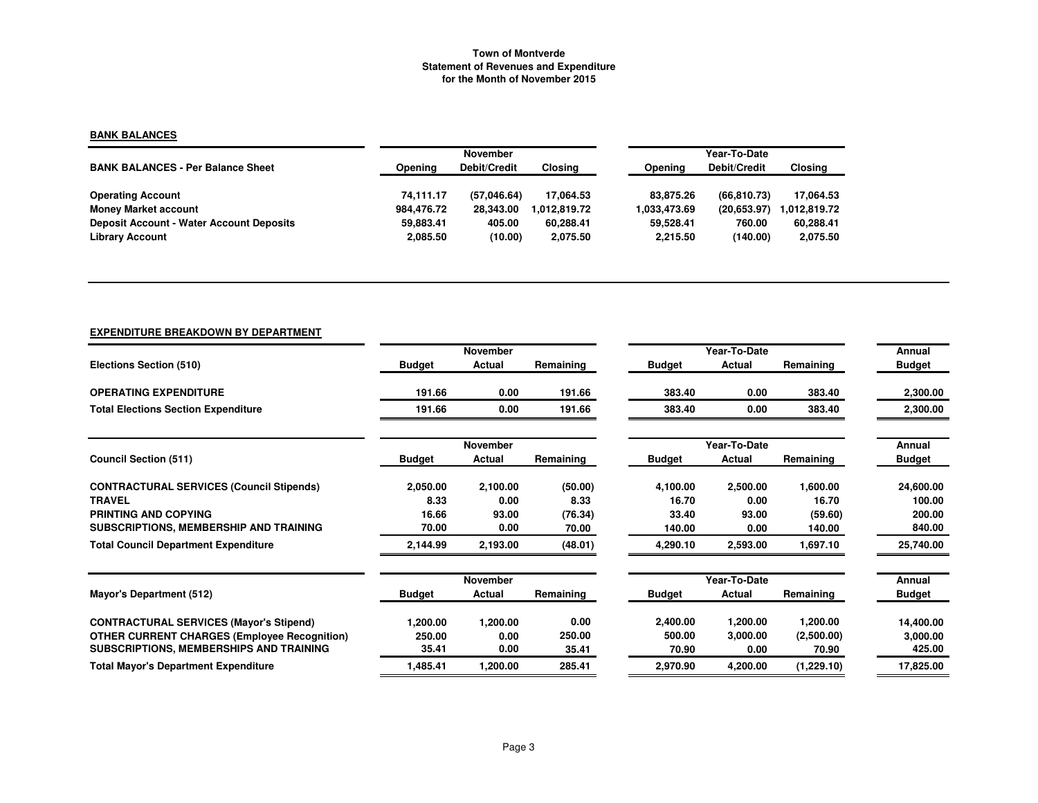**Town of Montverde**
**Statement of Revenues and Expenditure**
**for the Month of November 2015**

**BANK BALANCES**

| BANK BALANCES - Per Balance Sheet | November | | | Year-To-Date | | |
|---|---|---|---|---|---|---|
| | Opening | Debit/Credit | Closing | Opening | Debit/Credit | Closing |
| **Operating Account** | 74,111.17 | (57,046.64) | 17,064.53 | 83,875.26 | (66,810.73) | 17,064.53 |
| **Money Market account** | 984,476.72 | 28,343.00 | 1,012,819.72 | 1,033,473.69 | (20,653.97) | 1,012,819.72 |
| **Deposit Account - Water Account Deposits** | 59,883.41 | 405.00 | 60,288.41 | 59,528.41 | 760.00 | 60,288.41 |
| **Library Account** | 2,085.50 | (10.00) | 2,075.50 | 2,215.50 | (140.00) | 2,075.50 |

**EXPENDITURE BREAKDOWN BY DEPARTMENT**

| Elections Section (510) | November | | | Year-To-Date | | | Annual |
|---|---|---|---|---|---|---|---|
| | Budget | Actual | Remaining | Budget | Actual | Remaining | Budget |
| **OPERATING EXPENDITURE** | 191.66 | 0.00 | 191.66 | 383.40 | 0.00 | 383.40 | 2,300.00 |
| **Total Elections Section Expenditure** | 191.66 | 0.00 | 191.66 | 383.40 | 0.00 | 383.40 | 2,300.00 |

| Council Section (511) | November | | | Year-To-Date | | | Annual |
|---|---|---|---|---|---|---|---|
| | Budget | Actual | Remaining | Budget | Actual | Remaining | Budget |
| **CONTRACTURAL SERVICES (Council Stipends)** | 2,050.00 | 2,100.00 | (50.00) | 4,100.00 | 2,500.00 | 1,600.00 | 24,600.00 |
| **TRAVEL** | 8.33 | 0.00 | 8.33 | 16.70 | 0.00 | 16.70 | 100.00 |
| **PRINTING AND COPYING** | 16.66 | 93.00 | (76.34) | 33.40 | 93.00 | (59.60) | 200.00 |
| **SUBSCRIPTIONS, MEMBERSHIP AND TRAINING** | 70.00 | 0.00 | 70.00 | 140.00 | 0.00 | 140.00 | 840.00 |
| **Total Council Department Expenditure** | 2,144.99 | 2,193.00 | (48.01) | 4,290.10 | 2,593.00 | 1,697.10 | 25,740.00 |

| Mayor's Department (512) | November | | | Year-To-Date | | | Annual |
|---|---|---|---|---|---|---|---|
| | Budget | Actual | Remaining | Budget | Actual | Remaining | Budget |
| **CONTRACTURAL SERVICES (Mayor's Stipend)** | 1,200.00 | 1,200.00 | 0.00 | 2,400.00 | 1,200.00 | 1,200.00 | 14,400.00 |
| **OTHER CURRENT CHARGES (Employee Recognition)** | 250.00 | 0.00 | 250.00 | 500.00 | 3,000.00 | (2,500.00) | 3,000.00 |
| **SUBSCRIPTIONS, MEMBERSHIPS AND TRAINING** | 35.41 | 0.00 | 35.41 | 70.90 | 0.00 | 70.90 | 425.00 |
| **Total Mayor's Department Expenditure** | 1,485.41 | 1,200.00 | 285.41 | 2,970.90 | 4,200.00 | (1,229.10) | 17,825.00 |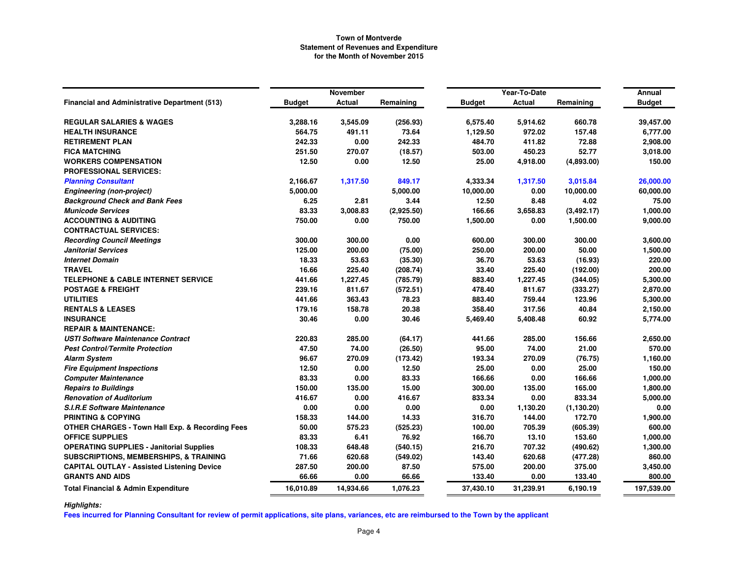# Town of Montverde
## Statement of Revenues and Expenditure
### for the Month of November 2015

| Financial and Administrative Department (513) | November Budget | November Actual | November Remaining | Year-To-Date Budget | Year-To-Date Actual | Year-To-Date Remaining | Annual Budget |
|---|---|---|---|---|---|---|---|
| **REGULAR SALARIES & WAGES** | 3,288.16 | 3,545.09 | (256.93) | 6,575.40 | 5,914.62 | 660.78 | 39,457.00 |
| **HEALTH INSURANCE** | 564.75 | 491.11 | 73.64 | 1,129.50 | 972.02 | 157.48 | 6,777.00 |
| **RETIREMENT PLAN** | 242.33 | 0.00 | 242.33 | 484.70 | 411.82 | 72.88 | 2,908.00 |
| **FICA MATCHING** | 251.50 | 270.07 | (18.57) | 503.00 | 450.23 | 52.77 | 3,018.00 |
| **WORKERS COMPENSATION** | 12.50 | 0.00 | 12.50 | 25.00 | 4,918.00 | (4,893.00) | 150.00 |
| **PROFESSIONAL SERVICES:** | | | | | | | |
| ***Planning Consultant*** | 2,166.67 | 1,317.50 | 849.17 | 4,333.34 | 1,317.50 | 3,015.84 | 26,000.00 |
| ***Engineering (non-project)*** | 5,000.00 | | 5,000.00 | 10,000.00 | 0.00 | 10,000.00 | 60,000.00 |
| ***Background Check and Bank Fees*** | 6.25 | 2.81 | 3.44 | 12.50 | 8.48 | 4.02 | 75.00 |
| ***Municode Services*** | 83.33 | 3,008.83 | (2,925.50) | 166.66 | 3,658.83 | (3,492.17) | 1,000.00 |
| **ACCOUNTING & AUDITING** | 750.00 | 0.00 | 750.00 | 1,500.00 | 0.00 | 1,500.00 | 9,000.00 |
| **CONTRACTUAL SERVICES:** | | | | | | | |
| ***Recording Council Meetings*** | 300.00 | 300.00 | 0.00 | 600.00 | 300.00 | 300.00 | 3,600.00 |
| ***Janitorial Services*** | 125.00 | 200.00 | (75.00) | 250.00 | 200.00 | 50.00 | 1,500.00 |
| ***Internet Domain*** | 18.33 | 53.63 | (35.30) | 36.70 | 53.63 | (16.93) | 220.00 |
| **TRAVEL** | 16.66 | 225.40 | (208.74) | 33.40 | 225.40 | (192.00) | 200.00 |
| **TELEPHONE & CABLE INTERNET SERVICE** | 441.66 | 1,227.45 | (785.79) | 883.40 | 1,227.45 | (344.05) | 5,300.00 |
| **POSTAGE & FREIGHT** | 239.16 | 811.67 | (572.51) | 478.40 | 811.67 | (333.27) | 2,870.00 |
| **UTILITIES** | 441.66 | 363.43 | 78.23 | 883.40 | 759.44 | 123.96 | 5,300.00 |
| **RENTALS & LEASES** | 179.16 | 158.78 | 20.38 | 358.40 | 317.56 | 40.84 | 2,150.00 |
| **INSURANCE** | 30.46 | 0.00 | 30.46 | 5,469.40 | 5,408.48 | 60.92 | 5,774.00 |
| **REPAIR & MAINTENANCE:** | | | | | | | |
| ***USTI Software Maintenance Contract*** | 220.83 | 285.00 | (64.17) | 441.66 | 285.00 | 156.66 | 2,650.00 |
| ***Pest Control/Termite Protection*** | 47.50 | 74.00 | (26.50) | 95.00 | 74.00 | 21.00 | 570.00 |
| ***Alarm System*** | 96.67 | 270.09 | (173.42) | 193.34 | 270.09 | (76.75) | 1,160.00 |
| ***Fire Equipment Inspections*** | 12.50 | 0.00 | 12.50 | 25.00 | 0.00 | 25.00 | 150.00 |
| ***Computer Maintenance*** | 83.33 | 0.00 | 83.33 | 166.66 | 0.00 | 166.66 | 1,000.00 |
| ***Repairs to Buildings*** | 150.00 | 135.00 | 15.00 | 300.00 | 135.00 | 165.00 | 1,800.00 |
| ***Renovation of Auditorium*** | 416.67 | 0.00 | 416.67 | 833.34 | 0.00 | 833.34 | 5,000.00 |
| ***S.I.R.E Software Maintenance*** | 0.00 | 0.00 | 0.00 | 0.00 | 1,130.20 | (1,130.20) | 0.00 |
| **PRINTING & COPYING** | 158.33 | 144.00 | 14.33 | 316.70 | 144.00 | 172.70 | 1,900.00 |
| **OTHER CHARGES - Town Hall Exp. & Recording Fees** | 50.00 | 575.23 | (525.23) | 100.00 | 705.39 | (605.39) | 600.00 |
| **OFFICE SUPPLIES** | 83.33 | 6.41 | 76.92 | 166.70 | 13.10 | 153.60 | 1,000.00 |
| **OPERATING SUPPLIES - Janitorial Supplies** | 108.33 | 648.48 | (540.15) | 216.70 | 707.32 | (490.62) | 1,300.00 |
| **SUBSCRIPTIONS, MEMBERSHIPS, & TRAINING** | 71.66 | 620.68 | (549.02) | 143.40 | 620.68 | (477.28) | 860.00 |
| **CAPITAL OUTLAY - Assisted Listening Device** | 287.50 | 200.00 | 87.50 | 575.00 | 200.00 | 375.00 | 3,450.00 |
| **GRANTS AND AIDS** | 66.66 | 0.00 | 66.66 | 133.40 | 0.00 | 133.40 | 800.00 |
| **Total Financial & Admin Expenditure** | 16,010.89 | 14,934.66 | 1,076.23 | 37,430.10 | 31,239.91 | 6,190.19 | 197,539.00 |

***Highlights:***

**Fees incurred for Planning Consultant for review of permit applications, site plans, variances, etc are reimbursed to the Town by the applicant**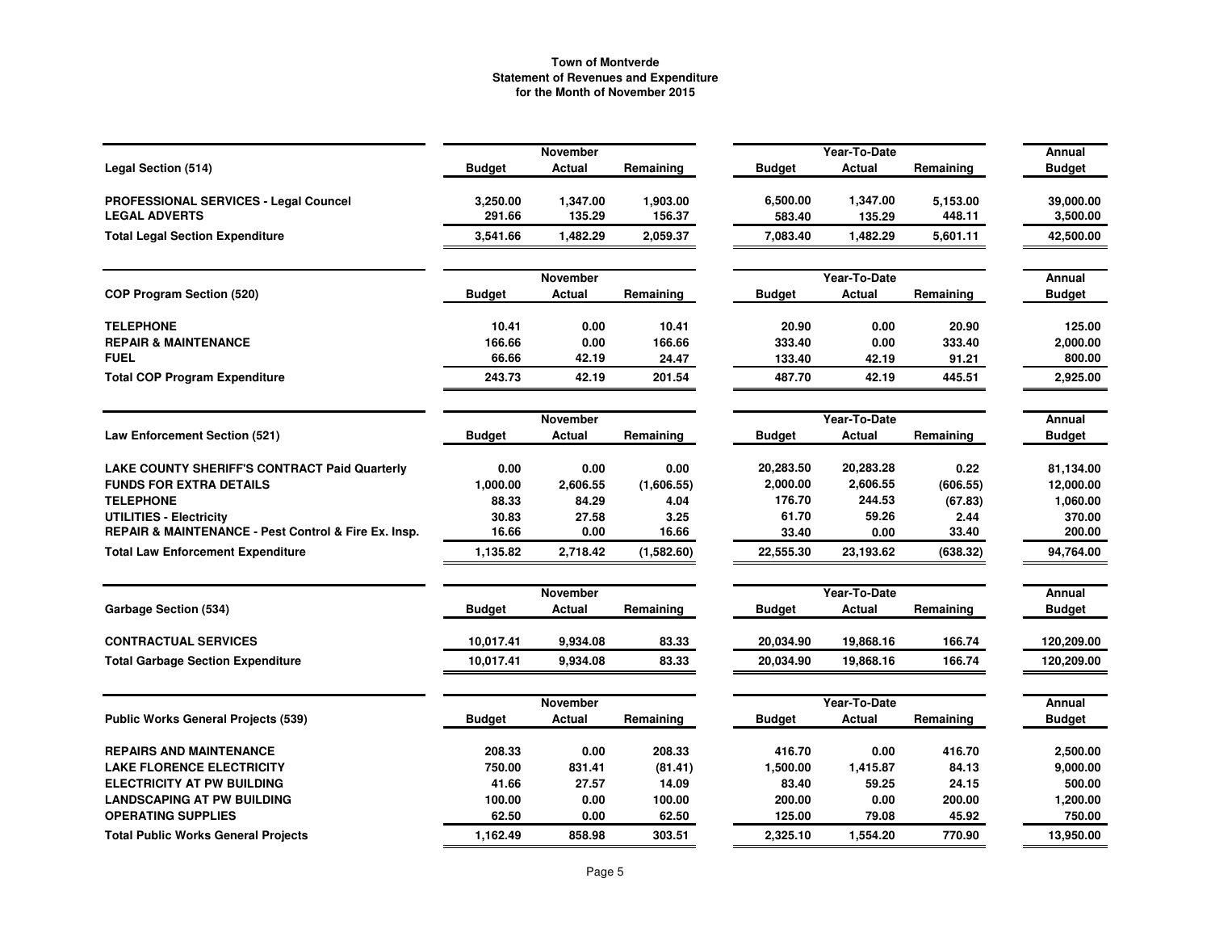**Town of Montverde**
**Statement of Revenues and Expenditure**
**for the Month of November 2015**

| Legal Section (514) | November Budget | November Actual | November Remaining | Year-To-Date Budget | Year-To-Date Actual | Year-To-Date Remaining | Annual Budget |
|---|---|---|---|---|---|---|---|
| **PROFESSIONAL SERVICES - Legal Councel** | 3,250.00 | 1,347.00 | 1,903.00 | 6,500.00 | 1,347.00 | 5,153.00 | 39,000.00 |
| **LEGAL ADVERTS** | 291.66 | 135.29 | 156.37 | 583.40 | 135.29 | 448.11 | 3,500.00 |
| **Total Legal Section Expenditure** | 3,541.66 | 1,482.29 | 2,059.37 | 7,083.40 | 1,482.29 | 5,601.11 | 42,500.00 |

| COP Program Section (520) | November Budget | November Actual | November Remaining | Year-To-Date Budget | Year-To-Date Actual | Year-To-Date Remaining | Annual Budget |
|---|---|---|---|---|---|---|---|
| **TELEPHONE** | 10.41 | 0.00 | 10.41 | 20.90 | 0.00 | 20.90 | 125.00 |
| **REPAIR & MAINTENANCE** | 166.66 | 0.00 | 166.66 | 333.40 | 0.00 | 333.40 | 2,000.00 |
| **FUEL** | 66.66 | 42.19 | 24.47 | 133.40 | 42.19 | 91.21 | 800.00 |
| **Total COP Program Expenditure** | 243.73 | 42.19 | 201.54 | 487.70 | 42.19 | 445.51 | 2,925.00 |

| Law Enforcement Section (521) | November Budget | November Actual | November Remaining | Year-To-Date Budget | Year-To-Date Actual | Year-To-Date Remaining | Annual Budget |
|---|---|---|---|---|---|---|---|
| **LAKE COUNTY SHERIFF'S CONTRACT Paid Quarterly** | 0.00 | 0.00 | 0.00 | 20,283.50 | 20,283.28 | 0.22 | 81,134.00 |
| **FUNDS FOR EXTRA DETAILS** | 1,000.00 | 2,606.55 | (1,606.55) | 2,000.00 | 2,606.55 | (606.55) | 12,000.00 |
| **TELEPHONE** | 88.33 | 84.29 | 4.04 | 176.70 | 244.53 | (67.83) | 1,060.00 |
| **UTILITIES - Electricity** | 30.83 | 27.58 | 3.25 | 61.70 | 59.26 | 2.44 | 370.00 |
| **REPAIR & MAINTENANCE - Pest Control & Fire Ex. Insp.** | 16.66 | 0.00 | 16.66 | 33.40 | 0.00 | 33.40 | 200.00 |
| **Total Law Enforcement Expenditure** | 1,135.82 | 2,718.42 | (1,582.60) | 22,555.30 | 23,193.62 | (638.32) | 94,764.00 |

| Garbage Section (534) | November Budget | November Actual | November Remaining | Year-To-Date Budget | Year-To-Date Actual | Year-To-Date Remaining | Annual Budget |
|---|---|---|---|---|---|---|---|
| **CONTRACTUAL SERVICES** | 10,017.41 | 9,934.08 | 83.33 | 20,034.90 | 19,868.16 | 166.74 | 120,209.00 |
| **Total Garbage Section Expenditure** | 10,017.41 | 9,934.08 | 83.33 | 20,034.90 | 19,868.16 | 166.74 | 120,209.00 |

| Public Works General Projects (539) | November Budget | November Actual | November Remaining | Year-To-Date Budget | Year-To-Date Actual | Year-To-Date Remaining | Annual Budget |
|---|---|---|---|---|---|---|---|
| **REPAIRS AND MAINTENANCE** | 208.33 | 0.00 | 208.33 | 416.70 | 0.00 | 416.70 | 2,500.00 |
| **LAKE FLORENCE ELECTRICITY** | 750.00 | 831.41 | (81.41) | 1,500.00 | 1,415.87 | 84.13 | 9,000.00 |
| **ELECTRICITY AT PW BUILDING** | 41.66 | 27.57 | 14.09 | 83.40 | 59.25 | 24.15 | 500.00 |
| **LANDSCAPING AT PW BUILDING** | 100.00 | 0.00 | 100.00 | 200.00 | 0.00 | 200.00 | 1,200.00 |
| **OPERATING SUPPLIES** | 62.50 | 0.00 | 62.50 | 125.00 | 79.08 | 45.92 | 750.00 |
| **Total Public Works General Projects** | 1,162.49 | 858.98 | 303.51 | 2,325.10 | 1,554.20 | 770.90 | 13,950.00 |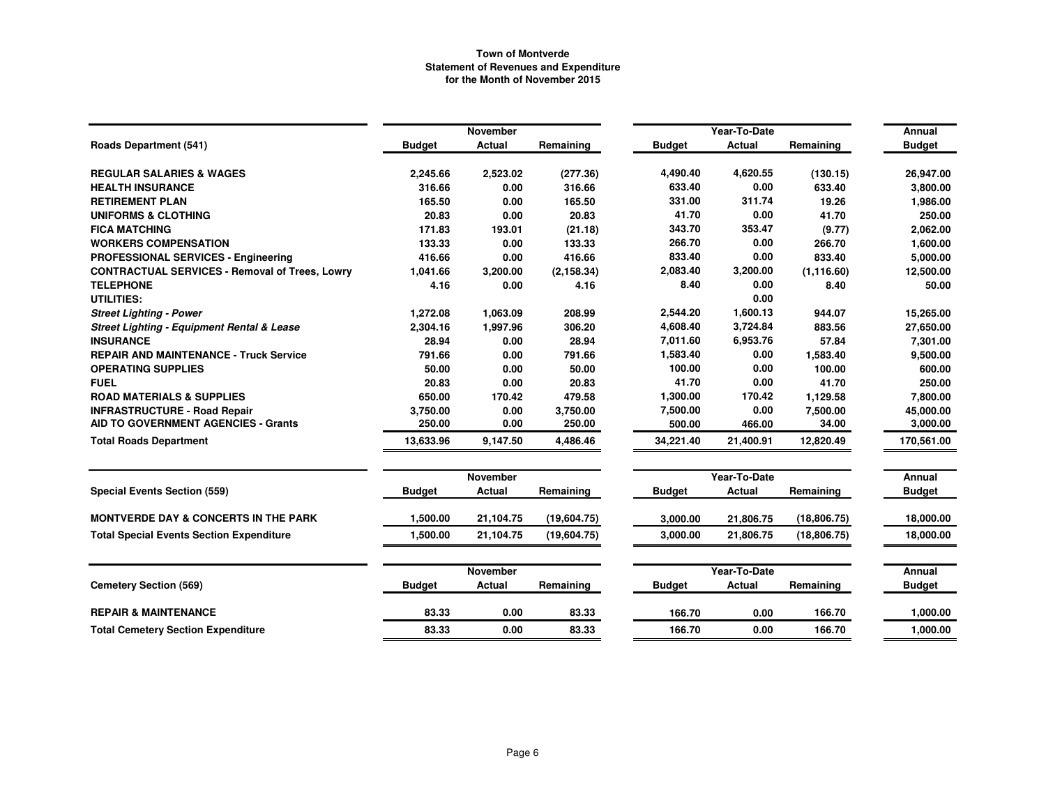**Town of Montverde**
**Statement of Revenues and Expenditure**
**for the Month of November 2015**

| Roads Department (541) | November Budget | November Actual | November Remaining | Year-To-Date Budget | Year-To-Date Actual | Year-To-Date Remaining | Annual Budget |
|---|---|---|---|---|---|---|---|
| **REGULAR SALARIES & WAGES** | 2,245.66 | 2,523.02 | (277.36) | 4,490.40 | 4,620.55 | (130.15) | 26,947.00 |
| **HEALTH INSURANCE** | 316.66 | 0.00 | 316.66 | 633.40 | 0.00 | 633.40 | 3,800.00 |
| **RETIREMENT PLAN** | 165.50 | 0.00 | 165.50 | 331.00 | 311.74 | 19.26 | 1,986.00 |
| **UNIFORMS & CLOTHING** | 20.83 | 0.00 | 20.83 | 41.70 | 0.00 | 41.70 | 250.00 |
| **FICA MATCHING** | 171.83 | 193.01 | (21.18) | 343.70 | 353.47 | (9.77) | 2,062.00 |
| **WORKERS COMPENSATION** | 133.33 | 0.00 | 133.33 | 266.70 | 0.00 | 266.70 | 1,600.00 |
| **PROFESSIONAL SERVICES - Engineering** | 416.66 | 0.00 | 416.66 | 833.40 | 0.00 | 833.40 | 5,000.00 |
| **CONTRACTUAL SERVICES - Removal of Trees, Lowry** | 1,041.66 | 3,200.00 | (2,158.34) | 2,083.40 | 3,200.00 | (1,116.60) | 12,500.00 |
| **TELEPHONE** | 4.16 | 0.00 | 4.16 | 8.40 | 0.00 | 8.40 | 50.00 |
| **UTILITIES:** | | | | | 0.00 | | |
| ***Street Lighting - Power*** | 1,272.08 | 1,063.09 | 208.99 | 2,544.20 | 1,600.13 | 944.07 | 15,265.00 |
| ***Street Lighting - Equipment Rental & Lease*** | 2,304.16 | 1,997.96 | 306.20 | 4,608.40 | 3,724.84 | 883.56 | 27,650.00 |
| **INSURANCE** | 28.94 | 0.00 | 28.94 | 7,011.60 | 6,953.76 | 57.84 | 7,301.00 |
| **REPAIR AND MAINTENANCE - Truck Service** | 791.66 | 0.00 | 791.66 | 1,583.40 | 0.00 | 1,583.40 | 9,500.00 |
| **OPERATING SUPPLIES** | 50.00 | 0.00 | 50.00 | 100.00 | 0.00 | 100.00 | 600.00 |
| **FUEL** | 20.83 | 0.00 | 20.83 | 41.70 | 0.00 | 41.70 | 250.00 |
| **ROAD MATERIALS & SUPPLIES** | 650.00 | 170.42 | 479.58 | 1,300.00 | 170.42 | 1,129.58 | 7,800.00 |
| **INFRASTRUCTURE - Road Repair** | 3,750.00 | 0.00 | 3,750.00 | 7,500.00 | 0.00 | 7,500.00 | 45,000.00 |
| **AID TO GOVERNMENT AGENCIES - Grants** | 250.00 | 0.00 | 250.00 | 500.00 | 466.00 | 34.00 | 3,000.00 |
| **Total Roads Department** | 13,633.96 | 9,147.50 | 4,486.46 | 34,221.40 | 21,400.91 | 12,820.49 | 170,561.00 |

| Special Events Section (559) | November Budget | November Actual | November Remaining | Year-To-Date Budget | Year-To-Date Actual | Year-To-Date Remaining | Annual Budget |
|---|---|---|---|---|---|---|---|
| **MONTVERDE DAY & CONCERTS IN THE PARK** | 1,500.00 | 21,104.75 | (19,604.75) | 3,000.00 | 21,806.75 | (18,806.75) | 18,000.00 |
| **Total Special Events Section Expenditure** | 1,500.00 | 21,104.75 | (19,604.75) | 3,000.00 | 21,806.75 | (18,806.75) | 18,000.00 |

| Cemetery Section (569) | November Budget | November Actual | November Remaining | Year-To-Date Budget | Year-To-Date Actual | Year-To-Date Remaining | Annual Budget |
|---|---|---|---|---|---|---|---|
| **REPAIR & MAINTENANCE** | 83.33 | 0.00 | 83.33 | 166.70 | 0.00 | 166.70 | 1,000.00 |
| **Total Cemetery Section Expenditure** | 83.33 | 0.00 | 83.33 | 166.70 | 0.00 | 166.70 | 1,000.00 |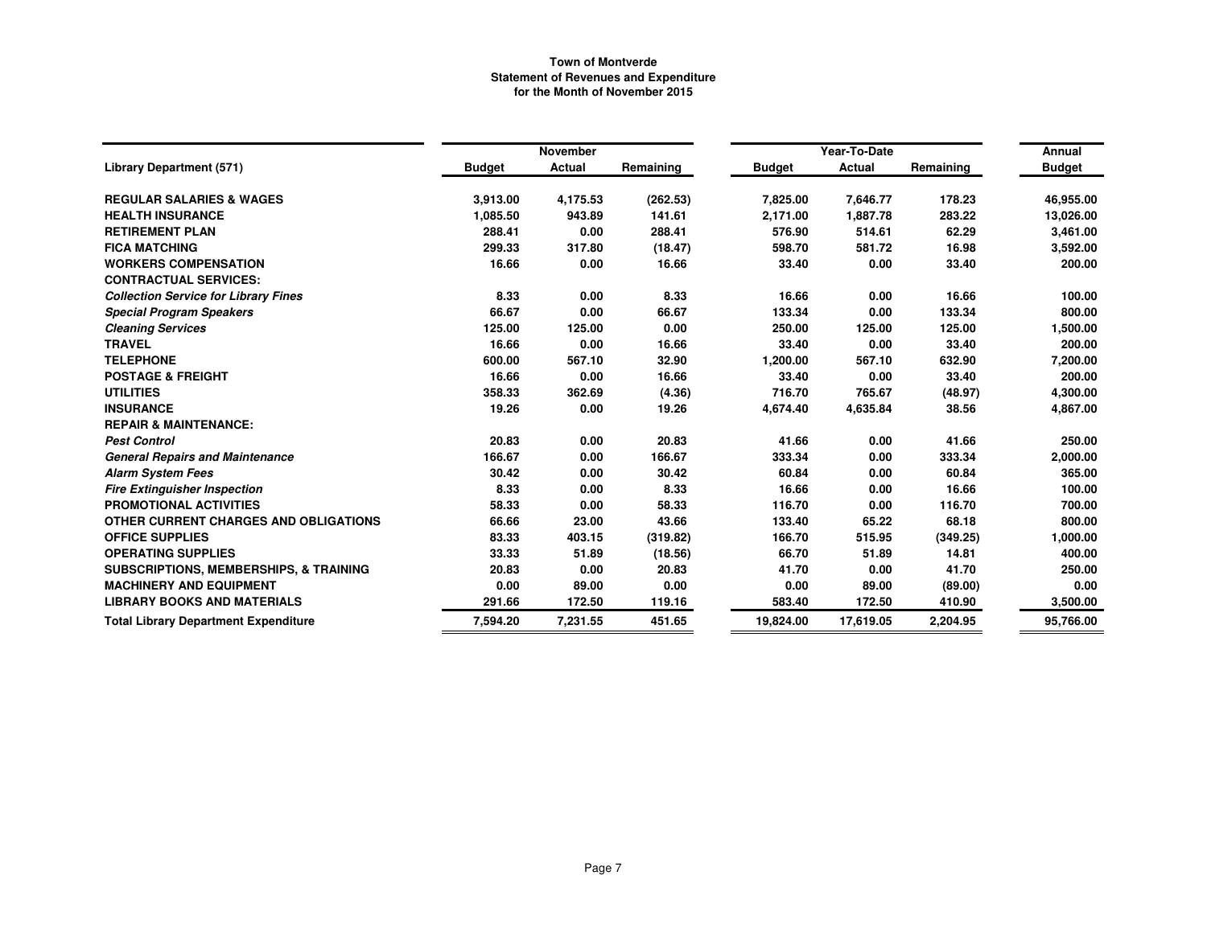# Town of Montverde
## Statement of Revenues and Expenditure
### for the Month of November 2015

| Library Department (571) | November | | | Year-To-Date | | | Annual |
|---|---|---|---|---|---|---|---|
| | Budget | Actual | Remaining | Budget | Actual | Remaining | Budget |
| **REGULAR SALARIES & WAGES** | 3,913.00 | 4,175.53 | (262.53) | 7,825.00 | 7,646.77 | 178.23 | 46,955.00 |
| **HEALTH INSURANCE** | 1,085.50 | 943.89 | 141.61 | 2,171.00 | 1,887.78 | 283.22 | 13,026.00 |
| **RETIREMENT PLAN** | 288.41 | 0.00 | 288.41 | 576.90 | 514.61 | 62.29 | 3,461.00 |
| **FICA MATCHING** | 299.33 | 317.80 | (18.47) | 598.70 | 581.72 | 16.98 | 3,592.00 |
| **WORKERS COMPENSATION** | 16.66 | 0.00 | 16.66 | 33.40 | 0.00 | 33.40 | 200.00 |
| **CONTRACTUAL SERVICES:** | | | | | | | |
| ***Collection Service for Library Fines*** | 8.33 | 0.00 | 8.33 | 16.66 | 0.00 | 16.66 | 100.00 |
| ***Special Program Speakers*** | 66.67 | 0.00 | 66.67 | 133.34 | 0.00 | 133.34 | 800.00 |
| ***Cleaning Services*** | 125.00 | 125.00 | 0.00 | 250.00 | 125.00 | 125.00 | 1,500.00 |
| **TRAVEL** | 16.66 | 0.00 | 16.66 | 33.40 | 0.00 | 33.40 | 200.00 |
| **TELEPHONE** | 600.00 | 567.10 | 32.90 | 1,200.00 | 567.10 | 632.90 | 7,200.00 |
| **POSTAGE & FREIGHT** | 16.66 | 0.00 | 16.66 | 33.40 | 0.00 | 33.40 | 200.00 |
| **UTILITIES** | 358.33 | 362.69 | (4.36) | 716.70 | 765.67 | (48.97) | 4,300.00 |
| **INSURANCE** | 19.26 | 0.00 | 19.26 | 4,674.40 | 4,635.84 | 38.56 | 4,867.00 |
| **REPAIR & MAINTENANCE:** | | | | | | | |
| ***Pest Control*** | 20.83 | 0.00 | 20.83 | 41.66 | 0.00 | 41.66 | 250.00 |
| ***General Repairs and Maintenance*** | 166.67 | 0.00 | 166.67 | 333.34 | 0.00 | 333.34 | 2,000.00 |
| ***Alarm System Fees*** | 30.42 | 0.00 | 30.42 | 60.84 | 0.00 | 60.84 | 365.00 |
| ***Fire Extinguisher Inspection*** | 8.33 | 0.00 | 8.33 | 16.66 | 0.00 | 16.66 | 100.00 |
| **PROMOTIONAL ACTIVITIES** | 58.33 | 0.00 | 58.33 | 116.70 | 0.00 | 116.70 | 700.00 |
| **OTHER CURRENT CHARGES AND OBLIGATIONS** | 66.66 | 23.00 | 43.66 | 133.40 | 65.22 | 68.18 | 800.00 |
| **OFFICE SUPPLIES** | 83.33 | 403.15 | (319.82) | 166.70 | 515.95 | (349.25) | 1,000.00 |
| **OPERATING SUPPLIES** | 33.33 | 51.89 | (18.56) | 66.70 | 51.89 | 14.81 | 400.00 |
| **SUBSCRIPTIONS, MEMBERSHIPS, & TRAINING** | 20.83 | 0.00 | 20.83 | 41.70 | 0.00 | 41.70 | 250.00 |
| **MACHINERY AND EQUIPMENT** | 0.00 | 89.00 | 0.00 | 0.00 | 89.00 | (89.00) | 0.00 |
| **LIBRARY BOOKS AND MATERIALS** | 291.66 | 172.50 | 119.16 | 583.40 | 172.50 | 410.90 | 3,500.00 |
| **Total Library Department Expenditure** | 7,594.20 | 7,231.55 | 451.65 | 19,824.00 | 17,619.05 | 2,204.95 | 95,766.00 |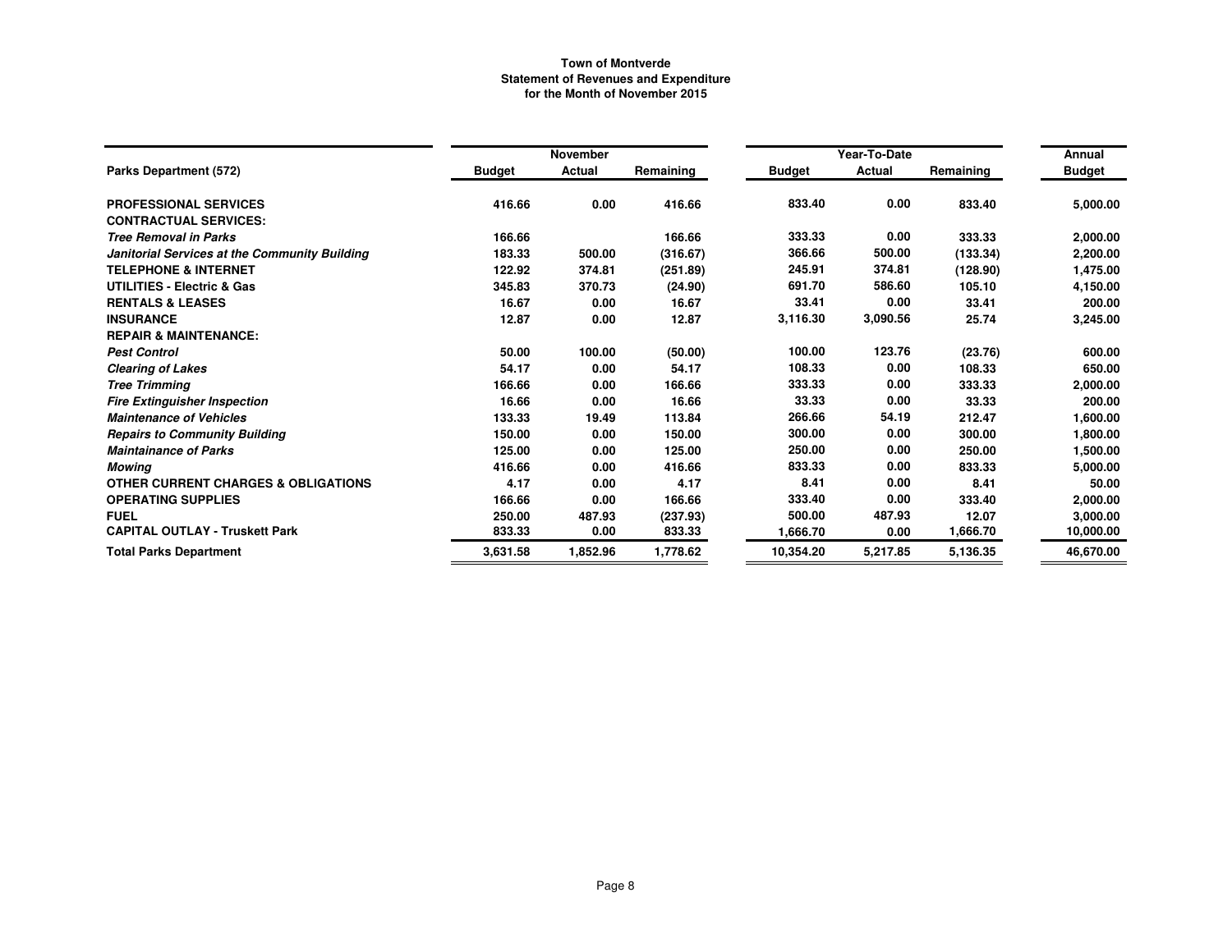**Town of Montverde**
**Statement of Revenues and Expenditure**
**for the Month of November 2015**

| | November | | | Year-To-Date | | | Annual |
|---|---|---|---|---|---|---|---|
| **Parks Department (572)** | **Budget** | **Actual** | **Remaining** | **Budget** | **Actual** | **Remaining** | **Budget** |
| **PROFESSIONAL SERVICES** | 416.66 | 0.00 | 416.66 | 833.40 | 0.00 | 833.40 | 5,000.00 |
| **CONTRACTUAL SERVICES:** | | | | | | | |
| ***Tree Removal in Parks*** | 166.66 | | 166.66 | 333.33 | 0.00 | 333.33 | 2,000.00 |
| ***Janitorial Services at the Community Building*** | 183.33 | 500.00 | (316.67) | 366.66 | 500.00 | (133.34) | 2,200.00 |
| **TELEPHONE & INTERNET** | 122.92 | 374.81 | (251.89) | 245.91 | 374.81 | (128.90) | 1,475.00 |
| **UTILITIES - Electric & Gas** | 345.83 | 370.73 | (24.90) | 691.70 | 586.60 | 105.10 | 4,150.00 |
| **RENTALS & LEASES** | 16.67 | 0.00 | 16.67 | 33.41 | 0.00 | 33.41 | 200.00 |
| **INSURANCE** | 12.87 | 0.00 | 12.87 | 3,116.30 | 3,090.56 | 25.74 | 3,245.00 |
| **REPAIR & MAINTENANCE:** | | | | | | | |
| ***Pest Control*** | 50.00 | 100.00 | (50.00) | 100.00 | 123.76 | (23.76) | 600.00 |
| ***Clearing of Lakes*** | 54.17 | 0.00 | 54.17 | 108.33 | 0.00 | 108.33 | 650.00 |
| ***Tree Trimming*** | 166.66 | 0.00 | 166.66 | 333.33 | 0.00 | 333.33 | 2,000.00 |
| ***Fire Extinguisher Inspection*** | 16.66 | 0.00 | 16.66 | 33.33 | 0.00 | 33.33 | 200.00 |
| ***Maintenance of Vehicles*** | 133.33 | 19.49 | 113.84 | 266.66 | 54.19 | 212.47 | 1,600.00 |
| ***Repairs to Community Building*** | 150.00 | 0.00 | 150.00 | 300.00 | 0.00 | 300.00 | 1,800.00 |
| ***Maintainance of Parks*** | 125.00 | 0.00 | 125.00 | 250.00 | 0.00 | 250.00 | 1,500.00 |
| ***Mowing*** | 416.66 | 0.00 | 416.66 | 833.33 | 0.00 | 833.33 | 5,000.00 |
| **OTHER CURRENT CHARGES & OBLIGATIONS** | 4.17 | 0.00 | 4.17 | 8.41 | 0.00 | 8.41 | 50.00 |
| **OPERATING SUPPLIES** | 166.66 | 0.00 | 166.66 | 333.40 | 0.00 | 333.40 | 2,000.00 |
| **FUEL** | 250.00 | 487.93 | (237.93) | 500.00 | 487.93 | 12.07 | 3,000.00 |
| **CAPITAL OUTLAY - Truskett Park** | 833.33 | 0.00 | 833.33 | 1,666.70 | 0.00 | 1,666.70 | 10,000.00 |
| **Total Parks Department** | 3,631.58 | 1,852.96 | 1,778.62 | 10,354.20 | 5,217.85 | 5,136.35 | 46,670.00 |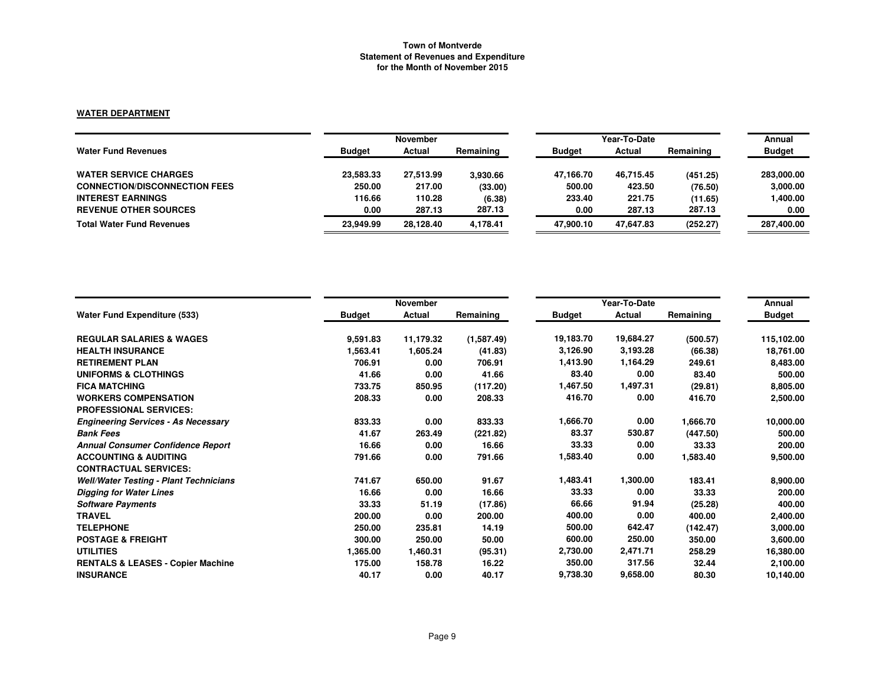# Town of Montverde
## Statement of Revenues and Expenditure
### for the Month of November 2015

**WATER DEPARTMENT**

| Water Fund Revenues | November Budget | November Actual | November Remaining | Year-To-Date Budget | Year-To-Date Actual | Year-To-Date Remaining | Annual Budget |
|---|---|---|---|---|---|---|---|
| **WATER SERVICE CHARGES** | 23,583.33 | 27,513.99 | 3,930.66 | 47,166.70 | 46,715.45 | (451.25) | 283,000.00 |
| **CONNECTION/DISCONNECTION FEES** | 250.00 | 217.00 | (33.00) | 500.00 | 423.50 | (76.50) | 3,000.00 |
| **INTEREST EARNINGS** | 116.66 | 110.28 | (6.38) | 233.40 | 221.75 | (11.65) | 1,400.00 |
| **REVENUE OTHER SOURCES** | 0.00 | 287.13 | 287.13 | 0.00 | 287.13 | 287.13 | 0.00 |
| **Total Water Fund Revenues** | 23,949.99 | 28,128.40 | 4,178.41 | 47,900.10 | 47,647.83 | (252.27) | 287,400.00 |

| Water Fund Expenditure (533) | November Budget | November Actual | November Remaining | Year-To-Date Budget | Year-To-Date Actual | Year-To-Date Remaining | Annual Budget |
|---|---|---|---|---|---|---|---|
| **REGULAR SALARIES & WAGES** | 9,591.83 | 11,179.32 | (1,587.49) | 19,183.70 | 19,684.27 | (500.57) | 115,102.00 |
| **HEALTH INSURANCE** | 1,563.41 | 1,605.24 | (41.83) | 3,126.90 | 3,193.28 | (66.38) | 18,761.00 |
| **RETIREMENT PLAN** | 706.91 | 0.00 | 706.91 | 1,413.90 | 1,164.29 | 249.61 | 8,483.00 |
| **UNIFORMS & CLOTHINGS** | 41.66 | 0.00 | 41.66 | 83.40 | 0.00 | 83.40 | 500.00 |
| **FICA MATCHING** | 733.75 | 850.95 | (117.20) | 1,467.50 | 1,497.31 | (29.81) | 8,805.00 |
| **WORKERS COMPENSATION** | 208.33 | 0.00 | 208.33 | 416.70 | 0.00 | 416.70 | 2,500.00 |
| **PROFESSIONAL SERVICES:** | | | | | | | |
| ***Engineering Services - As Necessary*** | 833.33 | 0.00 | 833.33 | 1,666.70 | 0.00 | 1,666.70 | 10,000.00 |
| ***Bank Fees*** | 41.67 | 263.49 | (221.82) | 83.37 | 530.87 | (447.50) | 500.00 |
| ***Annual Consumer Confidence Report*** | 16.66 | 0.00 | 16.66 | 33.33 | 0.00 | 33.33 | 200.00 |
| **ACCOUNTING & AUDITING** | 791.66 | 0.00 | 791.66 | 1,583.40 | 0.00 | 1,583.40 | 9,500.00 |
| **CONTRACTUAL SERVICES:** | | | | | | | |
| ***Well/Water Testing - Plant Technicians*** | 741.67 | 650.00 | 91.67 | 1,483.41 | 1,300.00 | 183.41 | 8,900.00 |
| ***Digging for Water Lines*** | 16.66 | 0.00 | 16.66 | 33.33 | 0.00 | 33.33 | 200.00 |
| ***Software Payments*** | 33.33 | 51.19 | (17.86) | 66.66 | 91.94 | (25.28) | 400.00 |
| **TRAVEL** | 200.00 | 0.00 | 200.00 | 400.00 | 0.00 | 400.00 | 2,400.00 |
| **TELEPHONE** | 250.00 | 235.81 | 14.19 | 500.00 | 642.47 | (142.47) | 3,000.00 |
| **POSTAGE & FREIGHT** | 300.00 | 250.00 | 50.00 | 600.00 | 250.00 | 350.00 | 3,600.00 |
| **UTILITIES** | 1,365.00 | 1,460.31 | (95.31) | 2,730.00 | 2,471.71 | 258.29 | 16,380.00 |
| **RENTALS & LEASES - Copier Machine** | 175.00 | 158.78 | 16.22 | 350.00 | 317.56 | 32.44 | 2,100.00 |
| **INSURANCE** | 40.17 | 0.00 | 40.17 | 9,738.30 | 9,658.00 | 80.30 | 10,140.00 |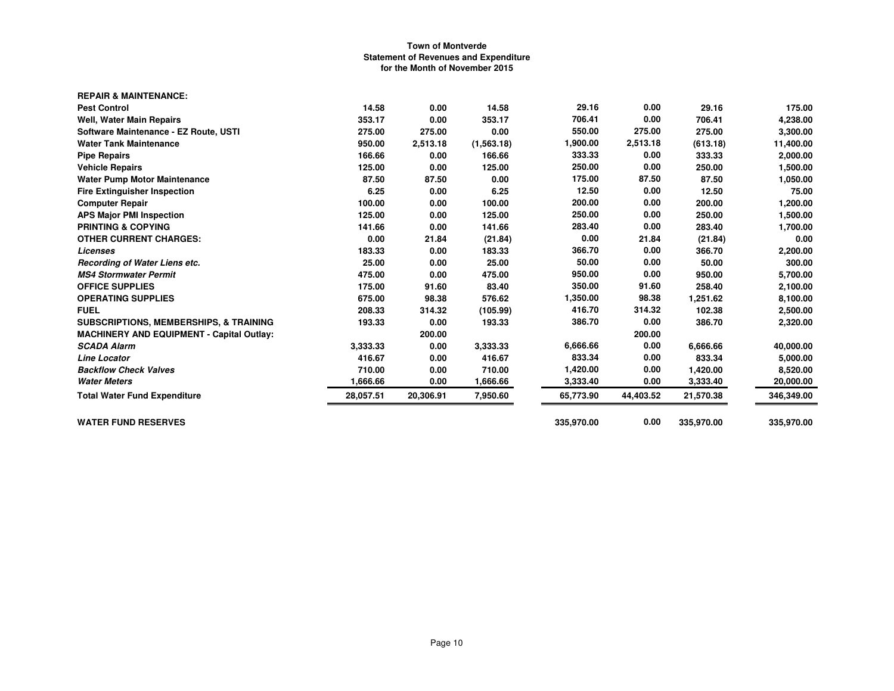**Town of Montverde**
**Statement of Revenues and Expenditure**
**for the Month of November 2015**

| | | | | | | | |
|---|---|---|---|---|---|---|---|
| **REPAIR & MAINTENANCE:** | | | | | | | |
| **Pest Control** | 14.58 | 0.00 | 14.58 | 29.16 | 0.00 | 29.16 | 175.00 |
| **Well, Water Main Repairs** | 353.17 | 0.00 | 353.17 | 706.41 | 0.00 | 706.41 | 4,238.00 |
| **Software Maintenance - EZ Route, USTI** | 275.00 | 275.00 | 0.00 | 550.00 | 275.00 | 275.00 | 3,300.00 |
| **Water Tank Maintenance** | 950.00 | 2,513.18 | (1,563.18) | 1,900.00 | 2,513.18 | (613.18) | 11,400.00 |
| **Pipe Repairs** | 166.66 | 0.00 | 166.66 | 333.33 | 0.00 | 333.33 | 2,000.00 |
| **Vehicle Repairs** | 125.00 | 0.00 | 125.00 | 250.00 | 0.00 | 250.00 | 1,500.00 |
| **Water Pump Motor Maintenance** | 87.50 | 87.50 | 0.00 | 175.00 | 87.50 | 87.50 | 1,050.00 |
| **Fire Extinguisher Inspection** | 6.25 | 0.00 | 6.25 | 12.50 | 0.00 | 12.50 | 75.00 |
| **Computer Repair** | 100.00 | 0.00 | 100.00 | 200.00 | 0.00 | 200.00 | 1,200.00 |
| **APS Major PMI Inspection** | 125.00 | 0.00 | 125.00 | 250.00 | 0.00 | 250.00 | 1,500.00 |
| **PRINTING & COPYING** | 141.66 | 0.00 | 141.66 | 283.40 | 0.00 | 283.40 | 1,700.00 |
| **OTHER CURRENT CHARGES:** | 0.00 | 21.84 | (21.84) | 0.00 | 21.84 | (21.84) | 0.00 |
| ***Licenses*** | 183.33 | 0.00 | 183.33 | 366.70 | 0.00 | 366.70 | 2,200.00 |
| ***Recording of Water Liens etc.*** | 25.00 | 0.00 | 25.00 | 50.00 | 0.00 | 50.00 | 300.00 |
| ***MS4 Stormwater Permit*** | 475.00 | 0.00 | 475.00 | 950.00 | 0.00 | 950.00 | 5,700.00 |
| **OFFICE SUPPLIES** | 175.00 | 91.60 | 83.40 | 350.00 | 91.60 | 258.40 | 2,100.00 |
| **OPERATING SUPPLIES** | 675.00 | 98.38 | 576.62 | 1,350.00 | 98.38 | 1,251.62 | 8,100.00 |
| **FUEL** | 208.33 | 314.32 | (105.99) | 416.70 | 314.32 | 102.38 | 2,500.00 |
| **SUBSCRIPTIONS, MEMBERSHIPS, & TRAINING** | 193.33 | 0.00 | 193.33 | 386.70 | 0.00 | 386.70 | 2,320.00 |
| **MACHINERY AND EQUIPMENT - Capital Outlay:** | | 200.00 | | | 200.00 | | |
| ***SCADA Alarm*** | 3,333.33 | 0.00 | 3,333.33 | 6,666.66 | 0.00 | 6,666.66 | 40,000.00 |
| ***Line Locator*** | 416.67 | 0.00 | 416.67 | 833.34 | 0.00 | 833.34 | 5,000.00 |
| ***Backflow Check Valves*** | 710.00 | 0.00 | 710.00 | 1,420.00 | 0.00 | 1,420.00 | 8,520.00 |
| ***Water Meters*** | 1,666.66 | 0.00 | 1,666.66 | 3,333.40 | 0.00 | 3,333.40 | 20,000.00 |
| **Total Water Fund Expenditure** | 28,057.51 | 20,306.91 | 7,950.60 | 65,773.90 | 44,403.52 | 21,570.38 | 346,349.00 |
| | | | | | | | |
| **WATER FUND RESERVES** | | | | 335,970.00 | 0.00 | 335,970.00 | 335,970.00 |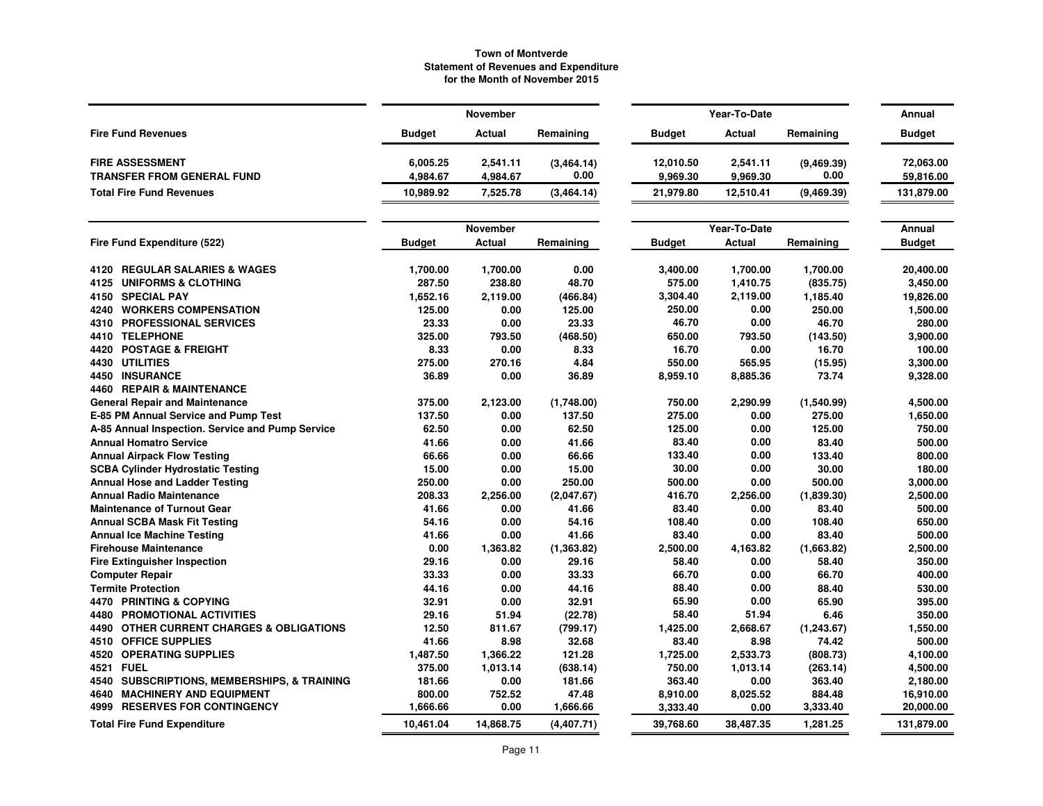# Town of Montverde
## Statement of Revenues and Expenditure
### for the Month of November 2015

| Fire Fund Revenues | November Budget | November Actual | November Remaining | Year-To-Date Budget | Year-To-Date Actual | Year-To-Date Remaining | Annual Budget |
|---|---|---|---|---|---|---|---|
| **FIRE ASSESSMENT** | 6,005.25 | 2,541.11 | (3,464.14) | 12,010.50 | 2,541.11 | (9,469.39) | 72,063.00 |
| **TRANSFER FROM GENERAL FUND** | 4,984.67 | 4,984.67 | 0.00 | 9,969.30 | 9,969.30 | 0.00 | 59,816.00 |
| **Total Fire Fund Revenues** | 10,989.92 | 7,525.78 | (3,464.14) | 21,979.80 | 12,510.41 | (9,469.39) | 131,879.00 |

| Fire Fund Expenditure (522) | November Budget | November Actual | November Remaining | Year-To-Date Budget | Year-To-Date Actual | Year-To-Date Remaining | Annual Budget |
|---|---|---|---|---|---|---|---|
| 4120 REGULAR SALARIES & WAGES | 1,700.00 | 1,700.00 | 0.00 | 3,400.00 | 1,700.00 | 1,700.00 | 20,400.00 |
| 4125 UNIFORMS & CLOTHING | 287.50 | 238.80 | 48.70 | 575.00 | 1,410.75 | (835.75) | 3,450.00 |
| 4150 SPECIAL PAY | 1,652.16 | 2,119.00 | (466.84) | 3,304.40 | 2,119.00 | 1,185.40 | 19,826.00 |
| 4240 WORKERS COMPENSATION | 125.00 | 0.00 | 125.00 | 250.00 | 0.00 | 250.00 | 1,500.00 |
| 4310 PROFESSIONAL SERVICES | 23.33 | 0.00 | 23.33 | 46.70 | 0.00 | 46.70 | 280.00 |
| 4410 TELEPHONE | 325.00 | 793.50 | (468.50) | 650.00 | 793.50 | (143.50) | 3,900.00 |
| 4420 POSTAGE & FREIGHT | 8.33 | 0.00 | 8.33 | 16.70 | 0.00 | 16.70 | 100.00 |
| 4430 UTILITIES | 275.00 | 270.16 | 4.84 | 550.00 | 565.95 | (15.95) | 3,300.00 |
| 4450 INSURANCE | 36.89 | 0.00 | 36.89 | 8,959.10 | 8,885.36 | 73.74 | 9,328.00 |
| 4460 REPAIR & MAINTENANCE | | | | | | | |
| General Repair and Maintenance | 375.00 | 2,123.00 | (1,748.00) | 750.00 | 2,290.99 | (1,540.99) | 4,500.00 |
| E-85 PM Annual Service and Pump Test | 137.50 | 0.00 | 137.50 | 275.00 | 0.00 | 275.00 | 1,650.00 |
| A-85 Annual Inspection. Service and Pump Service | 62.50 | 0.00 | 62.50 | 125.00 | 0.00 | 125.00 | 750.00 |
| Annual Homatro Service | 41.66 | 0.00 | 41.66 | 83.40 | 0.00 | 83.40 | 500.00 |
| Annual Airpack Flow Testing | 66.66 | 0.00 | 66.66 | 133.40 | 0.00 | 133.40 | 800.00 |
| SCBA Cylinder Hydrostatic Testing | 15.00 | 0.00 | 15.00 | 30.00 | 0.00 | 30.00 | 180.00 |
| Annual Hose and Ladder Testing | 250.00 | 0.00 | 250.00 | 500.00 | 0.00 | 500.00 | 3,000.00 |
| Annual Radio Maintenance | 208.33 | 2,256.00 | (2,047.67) | 416.70 | 2,256.00 | (1,839.30) | 2,500.00 |
| Maintenance of Turnout Gear | 41.66 | 0.00 | 41.66 | 83.40 | 0.00 | 83.40 | 500.00 |
| Annual SCBA Mask Fit Testing | 54.16 | 0.00 | 54.16 | 108.40 | 0.00 | 108.40 | 650.00 |
| Annual Ice Machine Testing | 41.66 | 0.00 | 41.66 | 83.40 | 0.00 | 83.40 | 500.00 |
| Firehouse Maintenance | 0.00 | 1,363.82 | (1,363.82) | 2,500.00 | 4,163.82 | (1,663.82) | 2,500.00 |
| Fire Extinguisher Inspection | 29.16 | 0.00 | 29.16 | 58.40 | 0.00 | 58.40 | 350.00 |
| Computer Repair | 33.33 | 0.00 | 33.33 | 66.70 | 0.00 | 66.70 | 400.00 |
| Termite Protection | 44.16 | 0.00 | 44.16 | 88.40 | 0.00 | 88.40 | 530.00 |
| 4470 PRINTING & COPYING | 32.91 | 0.00 | 32.91 | 65.90 | 0.00 | 65.90 | 395.00 |
| 4480 PROMOTIONAL ACTIVITIES | 29.16 | 51.94 | (22.78) | 58.40 | 51.94 | 6.46 | 350.00 |
| 4490 OTHER CURRENT CHARGES & OBLIGATIONS | 12.50 | 811.67 | (799.17) | 1,425.00 | 2,668.67 | (1,243.67) | 1,550.00 |
| 4510 OFFICE SUPPLIES | 41.66 | 8.98 | 32.68 | 83.40 | 8.98 | 74.42 | 500.00 |
| 4520 OPERATING SUPPLIES | 1,487.50 | 1,366.22 | 121.28 | 1,725.00 | 2,533.73 | (808.73) | 4,100.00 |
| 4521 FUEL | 375.00 | 1,013.14 | (638.14) | 750.00 | 1,013.14 | (263.14) | 4,500.00 |
| 4540 SUBSCRIPTIONS, MEMBERSHIPS, & TRAINING | 181.66 | 0.00 | 181.66 | 363.40 | 0.00 | 363.40 | 2,180.00 |
| 4640 MACHINERY AND EQUIPMENT | 800.00 | 752.52 | 47.48 | 8,910.00 | 8,025.52 | 884.48 | 16,910.00 |
| 4999 RESERVES FOR CONTINGENCY | 1,666.66 | 0.00 | 1,666.66 | 3,333.40 | 0.00 | 3,333.40 | 20,000.00 |
| **Total Fire Fund Expenditure** | 10,461.04 | 14,868.75 | (4,407.71) | 39,768.60 | 38,487.35 | 1,281.25 | 131,879.00 |